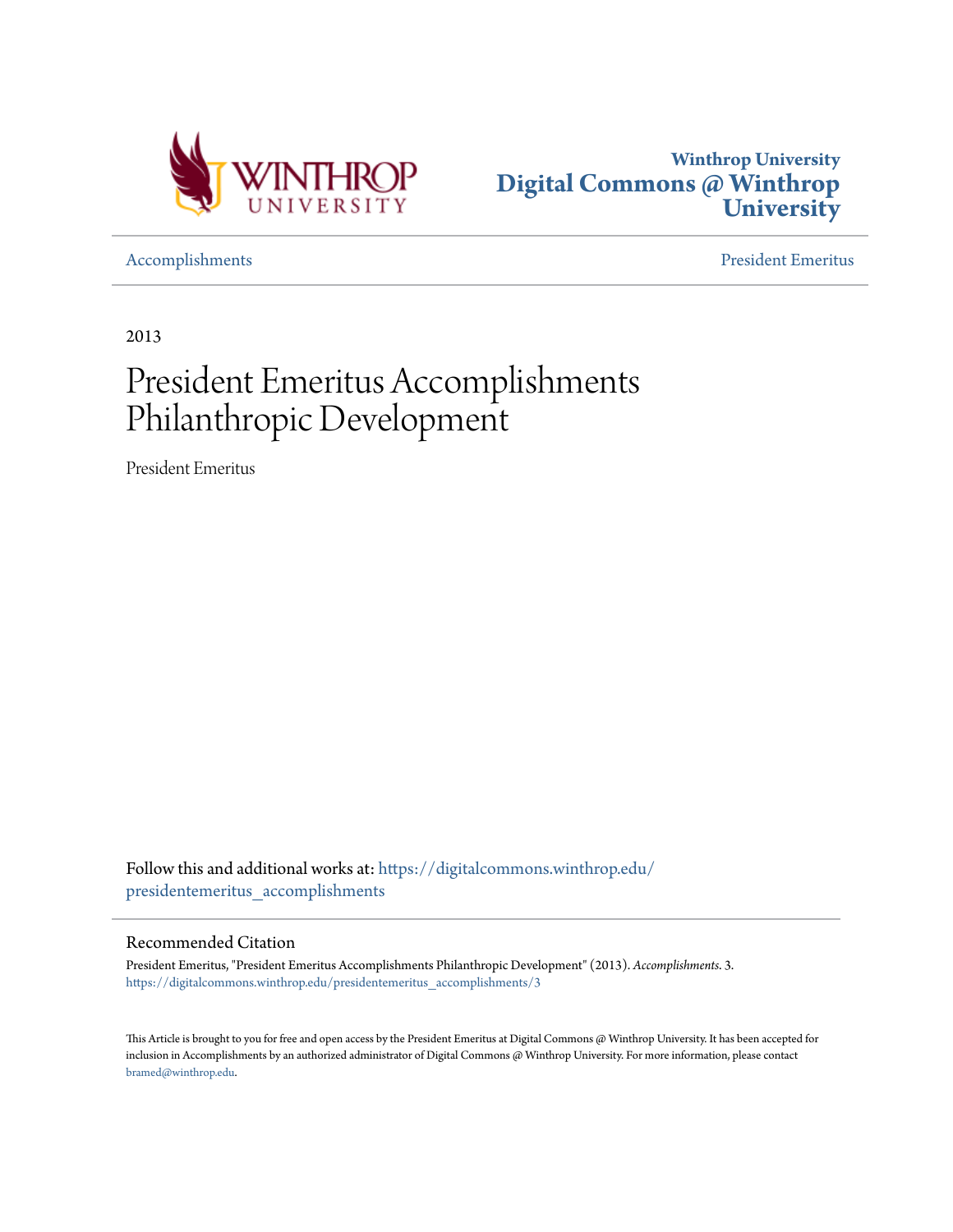Winthrop University
**Digital Commons @ Winthrop University**

Accomplishments | President Emeritus

2013

# President Emeritus Accomplishments Philanthropic Development

President Emeritus

Follow this and additional works at: https://digitalcommons.winthrop.edu/presidentemeritus_accomplishments

## Recommended Citation

President Emeritus, "President Emeritus Accomplishments Philanthropic Development" (2013). *Accomplishments*. 3.
https://digitalcommons.winthrop.edu/presidentemeritus_accomplishments/3

This Article is brought to you for free and open access by the President Emeritus at Digital Commons @ Winthrop University. It has been accepted for inclusion in Accomplishments by an authorized administrator of Digital Commons @ Winthrop University. For more information, please contact bramed@winthrop.edu.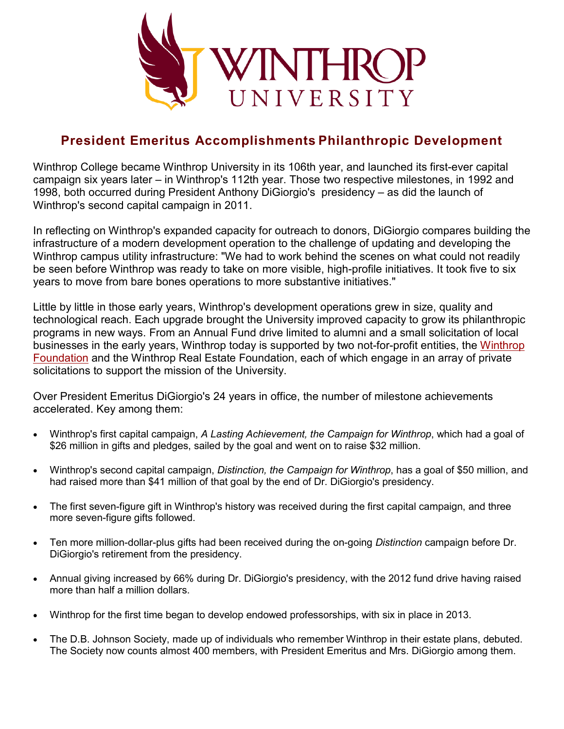# President Emeritus Accomplishments Philanthropic Development

Winthrop College became Winthrop University in its 106th year, and launched its first-ever capital campaign six years later – in Winthrop's 112th year. Those two respective milestones, in 1992 and 1998, both occurred during President Anthony DiGiorgio's presidency – as did the launch of Winthrop's second capital campaign in 2011.

In reflecting on Winthrop's expanded capacity for outreach to donors, DiGiorgio compares building the infrastructure of a modern development operation to the challenge of updating and developing the Winthrop campus utility infrastructure: "We had to work behind the scenes on what could not readily be seen before Winthrop was ready to take on more visible, high-profile initiatives. It took five to six years to move from bare bones operations to more substantive initiatives."

Little by little in those early years, Winthrop's development operations grew in size, quality and technological reach. Each upgrade brought the University improved capacity to grow its philanthropic programs in new ways. From an Annual Fund drive limited to alumni and a small solicitation of local businesses in the early years, Winthrop today is supported by two not-for-profit entities, the Winthrop Foundation and the Winthrop Real Estate Foundation, each of which engage in an array of private solicitations to support the mission of the University.

Over President Emeritus DiGiorgio's 24 years in office, the number of milestone achievements accelerated. Key among them:

- Winthrop's first capital campaign, *A Lasting Achievement, the Campaign for Winthrop*, which had a goal of $26 million in gifts and pledges, sailed by the goal and went on to raise $32 million.
- Winthrop's second capital campaign, *Distinction, the Campaign for Winthrop*, has a goal of $50 million, and had raised more than $41 million of that goal by the end of Dr. DiGiorgio's presidency.
- The first seven-figure gift in Winthrop's history was received during the first capital campaign, and three more seven-figure gifts followed.
- Ten more million-dollar-plus gifts had been received during the on-going *Distinction* campaign before Dr. DiGiorgio's retirement from the presidency.
- Annual giving increased by 66% during Dr. DiGiorgio's presidency, with the 2012 fund drive having raised more than half a million dollars.
- Winthrop for the first time began to develop endowed professorships, with six in place in 2013.
- The D.B. Johnson Society, made up of individuals who remember Winthrop in their estate plans, debuted. The Society now counts almost 400 members, with President Emeritus and Mrs. DiGiorgio among them.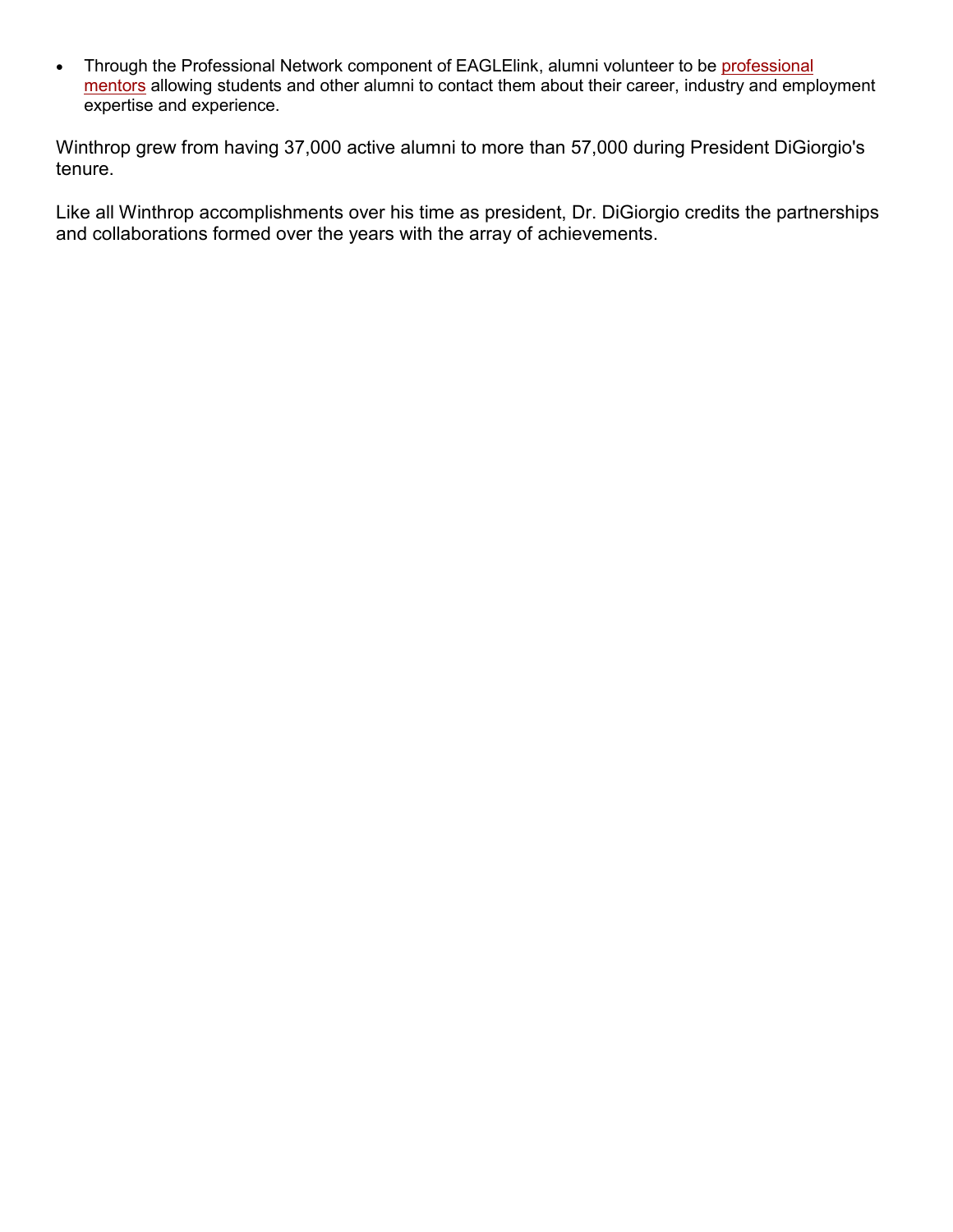- Through the Professional Network component of EAGLElink, alumni volunteer to be professional mentors allowing students and other alumni to contact them about their career, industry and employment expertise and experience.

Winthrop grew from having 37,000 active alumni to more than 57,000 during President DiGiorgio's tenure.

Like all Winthrop accomplishments over his time as president, Dr. DiGiorgio credits the partnerships and collaborations formed over the years with the array of achievements.